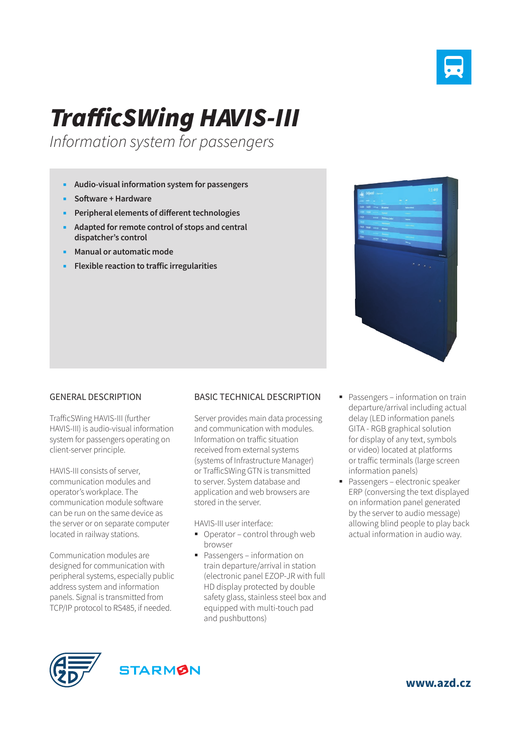# *TrafficSWing HAVIS-III*

*Information system for passengers*

- **Audio-visual information system for passengers**
- **Software + Hardware**
- **Peripheral elements of different technologies**
- **Adapted for remote control of stops and central dispatcher's control**
- **Manual or automatic mode**
- **Flexible reaction to traffic irregularities**

## GENERAL DESCRIPTION

TrafficSWing HAVIS-III (further HAVIS-III) is audio-visual information system for passengers operating on client-server principle.

HAVIS-III consists of server, communication modules and operator's workplace. The communication module software can be run on the same device as the server or on separate computer located in railway stations.

Communication modules are designed for communication with peripheral systems, especially public address system and information panels. Signal is transmitted from TCP/IP protocol to RS485, if needed.

## BASIC TECHNICAL DESCRIPTION

Server provides main data processing and communication with modules. Information on traffic situation received from external systems (systems of Infrastructure Manager) or TrafficSWing GTN is transmitted to server. System database and application and web browsers are stored in the server.

HAVIS-III user interface:

- Operator – control through web browser
- Passengers – information on train departure/arrival in station (electronic panel EZOP-JR with full HD display protected by double safety glass, stainless steel box and equipped with multi-touch pad and pushbuttons)
- Passengers – information on train departure/arrival including actual delay (LED information panels GITA - RGB graphical solution for display of any text, symbols or video) located at platforms or traffic terminals (large screen information panels)
- Passengers – electronic speaker ERP (conversing the text displayed on information panel generated by the server to audio message) allowing blind people to play back actual information in audio way.

STARMON

**www.azd.cz**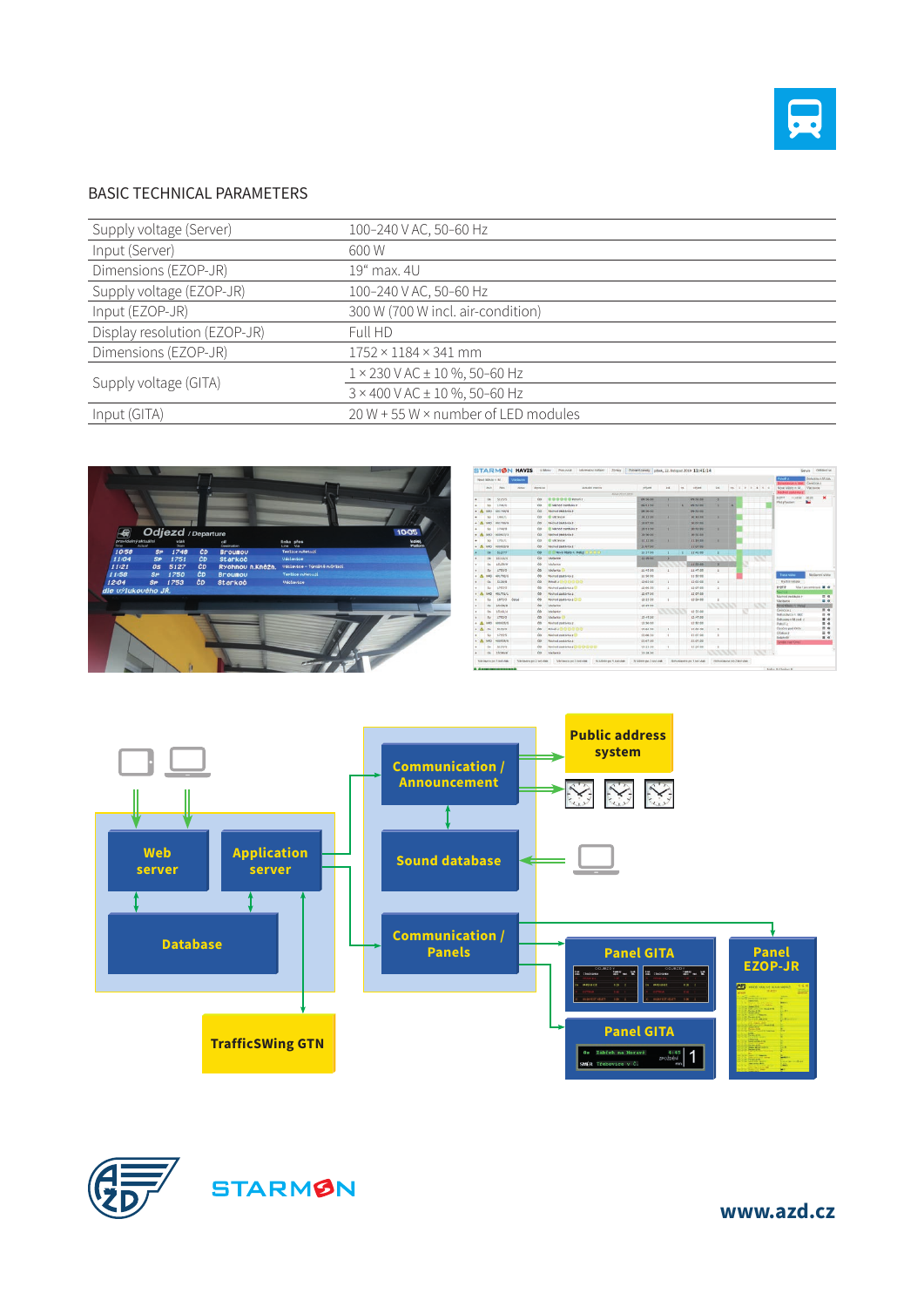## BASIC TECHNICAL PARAMETERS

| | |
|---|---|
| Supply voltage (Server) | 100–240 V AC, 50–60 Hz |
| Input (Server) | 600 W |
| Dimensions (EZOP-JR) | 19“ max. 4U |
| Supply voltage (EZOP-JR) | 100–240 V AC, 50–60 Hz |
| Input (EZOP-JR) | 300 W (700 W incl. air-condition) |
| Display resolution (EZOP-JR) | Full HD |
| Dimensions (EZOP-JR) | 1752 × 1184 × 341 mm |
| Supply voltage (GITA) | 1 × 230 V AC ± 10 %, 50–60 Hz<br>3 × 400 V AC ± 10 %, 50–60 Hz |
| Input (GITA) | 20 W + 55 W × number of LED modules |

Web server

Application server

Database

TrafficSWing GTN

Communication / Announcement

Sound database

Communication / Panels

Public address system

Panel GITA

Panel GITA

Panel EZOP-JR

STARMON

www.azd.cz